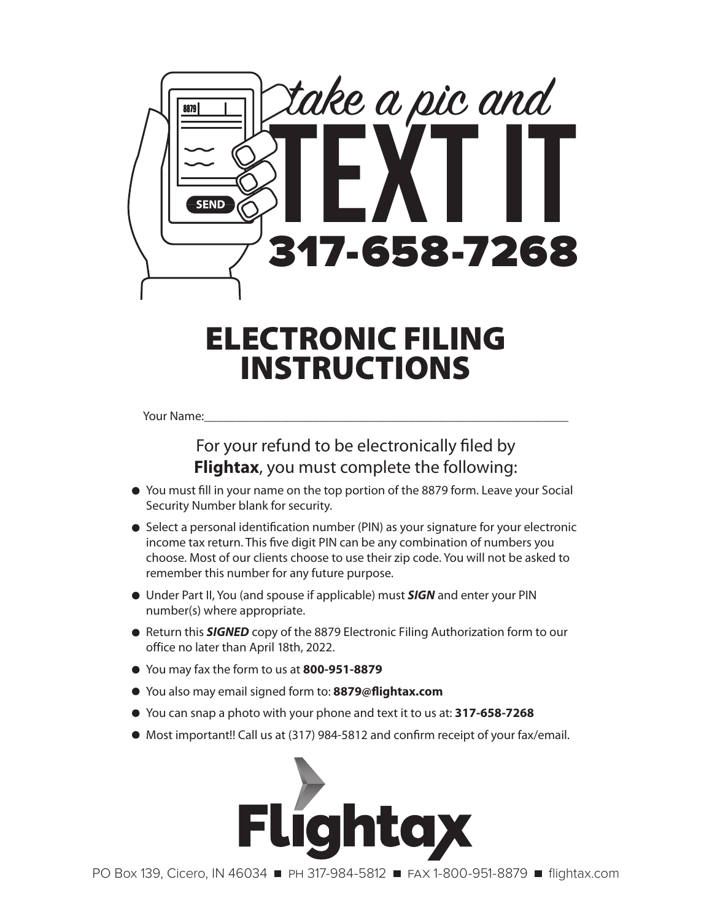take a pic and

# TEXT IT

## 317-658-7268

# ELECTRONIC FILING INSTRUCTIONS

Your Name:_______________________________________________________________

For your refund to be electronically filed by **Flightax**, you must complete the following:

- You must fill in your name on the top portion of the 8879 form. Leave your Social Security Number blank for security.
- Select a personal identification number (PIN) as your signature for your electronic income tax return. This five digit PIN can be any combination of numbers you choose. Most of our clients choose to use their zip code. You will not be asked to remember this number for any future purpose.
- Under Part II, You (and spouse if applicable) must ***SIGN*** and enter your PIN number(s) where appropriate.
- Return this ***SIGNED*** copy of the 8879 Electronic Filing Authorization form to our office no later than April 18th, 2022.
- You may fax the form to us at **800-951-8879**
- You also may email signed form to: **8879@flightax.com**
- You can snap a photo with your phone and text it to us at: **317-658-7268**
- Most important!! Call us at (317) 984-5812 and confirm receipt of your fax/email.

Flightax

PO Box 139, Cicero, IN 46034 ■ PH 317-984-5812 ■ FAX 1-800-951-8879 ■ flightax.com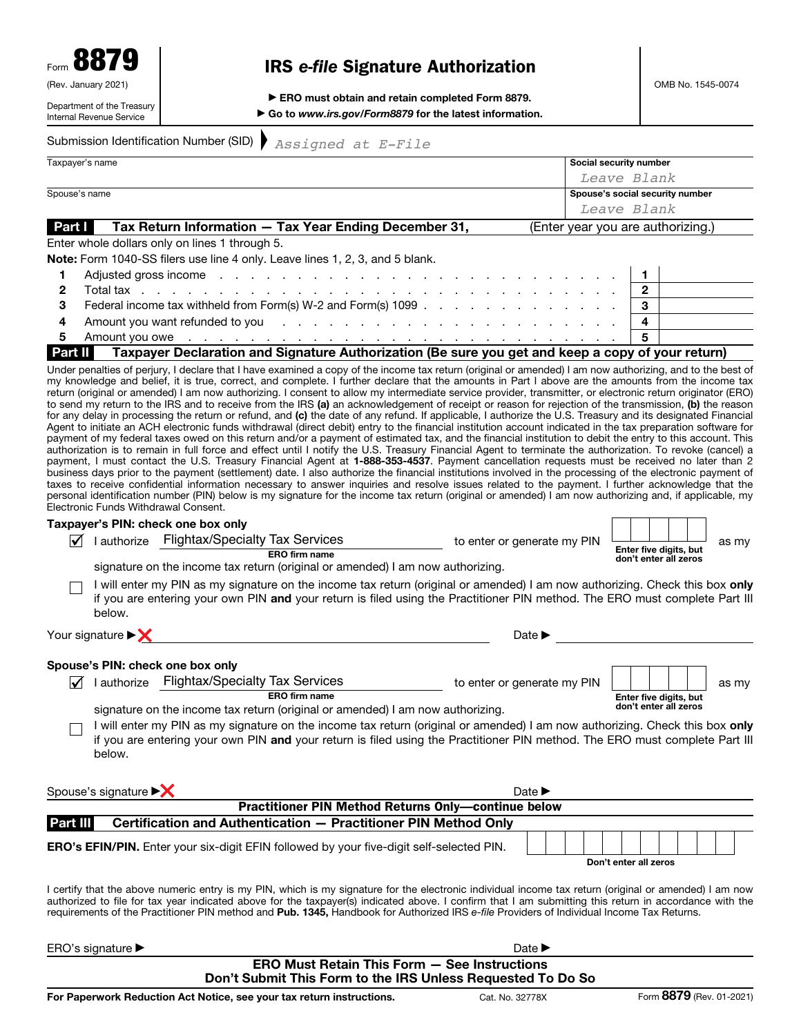Form **8879** (Rev. January 2021)

Department of the Treasury
Internal Revenue Service

# IRS *e-file* Signature Authorization

▶ **ERO must obtain and retain completed Form 8879.**
▶ **Go to *www.irs.gov/Form8879* for the latest information.**

OMB No. 1545-0074

Submission Identification Number (SID) ▶ Assigned at E-File

| Taxpayer's name | **Social security number** |
|---|---|
| | Leave Blank |
| **Spouse's name** | **Spouse's social security number** |
| | Leave Blank |

## Part I Tax Return Information — Tax Year Ending December 31, (Enter year you are authorizing.)

Enter whole dollars only on lines 1 through 5.

**Note:** Form 1040-SS filers use line 4 only. Leave lines 1, 2, 3, and 5 blank.

| | | | |
|---|---|---|---|
| 1 | Adjusted gross income | 1 | |
| 2 | Total tax | 2 | |
| 3 | Federal income tax withheld from Form(s) W-2 and Form(s) 1099 | 3 | |
| 4 | Amount you want refunded to you | 4 | |
| 5 | Amount you owe | 5 | |

## Part II Taxpayer Declaration and Signature Authorization (Be sure you get and keep a copy of your return)

Under penalties of perjury, I declare that I have examined a copy of the income tax return (original or amended) I am now authorizing, and to the best of my knowledge and belief, it is true, correct, and complete. I further declare that the amounts in Part I above are the amounts from the income tax return (original or amended) I am now authorizing. I consent to allow my intermediate service provider, transmitter, or electronic return originator (ERO) to send my return to the IRS and to receive from the IRS **(a)** an acknowledgement of receipt or reason for rejection of the transmission, **(b)** the reason for any delay in processing the return or refund, and **(c)** the date of any refund. If applicable, I authorize the U.S. Treasury and its designated Financial Agent to initiate an ACH electronic funds withdrawal (direct debit) entry to the financial institution account indicated in the tax preparation software for payment of my federal taxes owed on this return and/or a payment of estimated tax, and the financial institution to debit the entry to this account. This authorization is to remain in full force and effect until I notify the U.S. Treasury Financial Agent to terminate the authorization. To revoke (cancel) a payment, I must contact the U.S. Treasury Financial Agent at **1-888-353-4537**. Payment cancellation requests must be received no later than 2 business days prior to the payment (settlement) date. I also authorize the financial institutions involved in the processing of the electronic payment of taxes to receive confidential information necessary to answer inquiries and resolve issues related to the payment. I further acknowledge that the personal identification number (PIN) below is my signature for the income tax return (original or amended) I am now authorizing and, if applicable, my Electronic Funds Withdrawal Consent.

**Taxpayer's PIN: check one box only**

☑ I authorize Flightax/Specialty Tax Services (ERO firm name) to enter or generate my PIN ☐☐☐☐☐ (Enter five digits, but don't enter all zeros) as my signature on the income tax return (original or amended) I am now authorizing.

☐ I will enter my PIN as my signature on the income tax return (original or amended) I am now authorizing. Check this box **only** if you are entering your own PIN **and** your return is filed using the Practitioner PIN method. The ERO must complete Part III below.

Your signature ▶ ✗ Date ▶

**Spouse's PIN: check one box only**

☑ I authorize Flightax/Specialty Tax Services (ERO firm name) to enter or generate my PIN ☐☐☐☐☐ (Enter five digits, but don't enter all zeros) as my signature on the income tax return (original or amended) I am now authorizing.

☐ I will enter my PIN as my signature on the income tax return (original or amended) I am now authorizing. Check this box **only** if you are entering your own PIN **and** your return is filed using the Practitioner PIN method. The ERO must complete Part III below.

Spouse's signature ▶ ✗ Date ▶

**Practitioner PIN Method Returns Only—continue below**

## Part III Certification and Authentication — Practitioner PIN Method Only

**ERO's EFIN/PIN.** Enter your six-digit EFIN followed by your five-digit self-selected PIN. ☐☐☐☐☐☐☐☐☐☐☐ **Don't enter all zeros**

I certify that the above numeric entry is my PIN, which is my signature for the electronic individual income tax return (original or amended) I am now authorized to file for tax year indicated above for the taxpayer(s) indicated above. I confirm that I am submitting this return in accordance with the requirements of the Practitioner PIN method and **Pub. 1345,** Handbook for Authorized IRS *e-file* Providers of Individual Income Tax Returns.

ERO's signature ▶ Date ▶

**ERO Must Retain This Form — See Instructions**
**Don't Submit This Form to the IRS Unless Requested To Do So**

**For Paperwork Reduction Act Notice, see your tax return instructions.** Cat. No. 32778X Form **8879** (Rev. 01-2021)